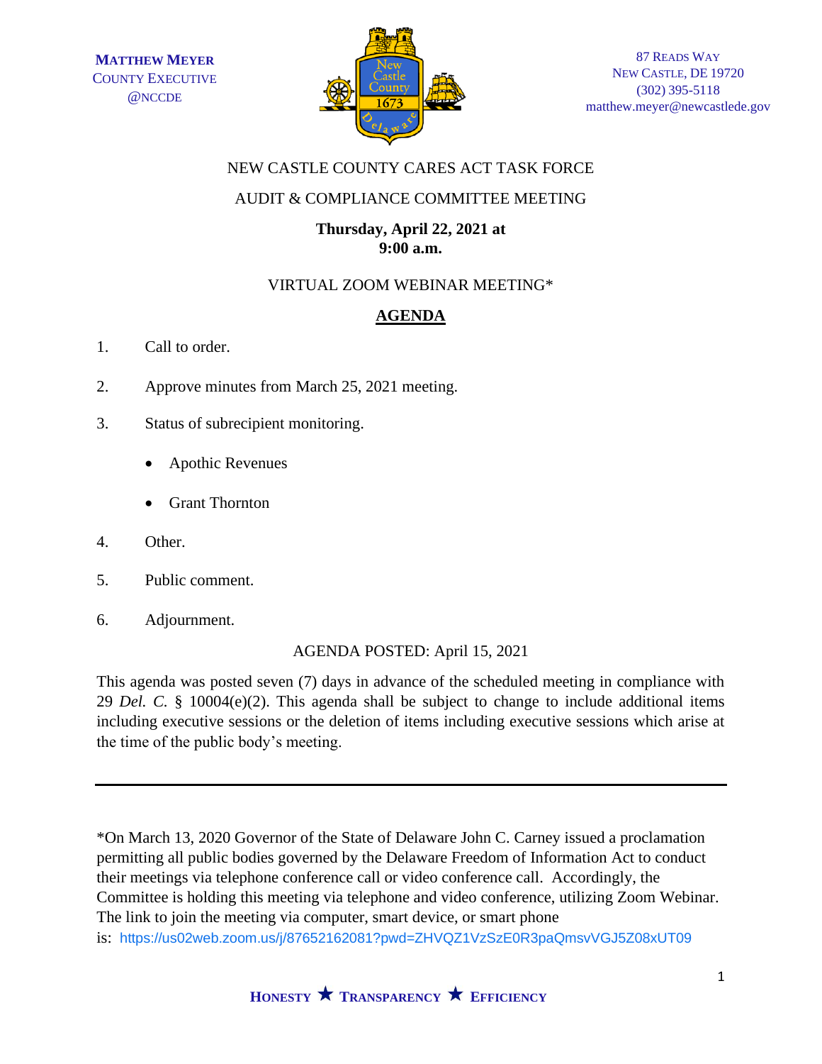**MATTHEW MEYER**
COUNTY EXECUTIVE
@NCCDE

87 READS WAY
NEW CASTLE, DE 19720
(302) 395-5118
matthew.meyer@newcastlede.gov

NEW CASTLE COUNTY CARES ACT TASK FORCE

AUDIT & COMPLIANCE COMMITTEE MEETING

**Thursday, April 22, 2021 at**
**9:00 a.m.**

VIRTUAL ZOOM WEBINAR MEETING*

## AGENDA

1. Call to order.

2. Approve minutes from March 25, 2021 meeting.

3. Status of subrecipient monitoring.

   - Apothic Revenues

   - Grant Thornton

4. Other.

5. Public comment.

6. Adjournment.

AGENDA POSTED: April 15, 2021

This agenda was posted seven (7) days in advance of the scheduled meeting in compliance with 29 *Del. C.* § 10004(e)(2). This agenda shall be subject to change to include additional items including executive sessions or the deletion of items including executive sessions which arise at the time of the public body's meeting.

---

*On March 13, 2020 Governor of the State of Delaware John C. Carney issued a proclamation permitting all public bodies governed by the Delaware Freedom of Information Act to conduct their meetings via telephone conference call or video conference call. Accordingly, the Committee is holding this meeting via telephone and video conference, utilizing Zoom Webinar. The link to join the meeting via computer, smart device, or smart phone is: https://us02web.zoom.us/j/87652162081?pwd=ZHVQZ1VzSzE0R3paQmsvVGJ5Z08xUT09

**HONESTY ★ TRANSPARENCY ★ EFFICIENCY**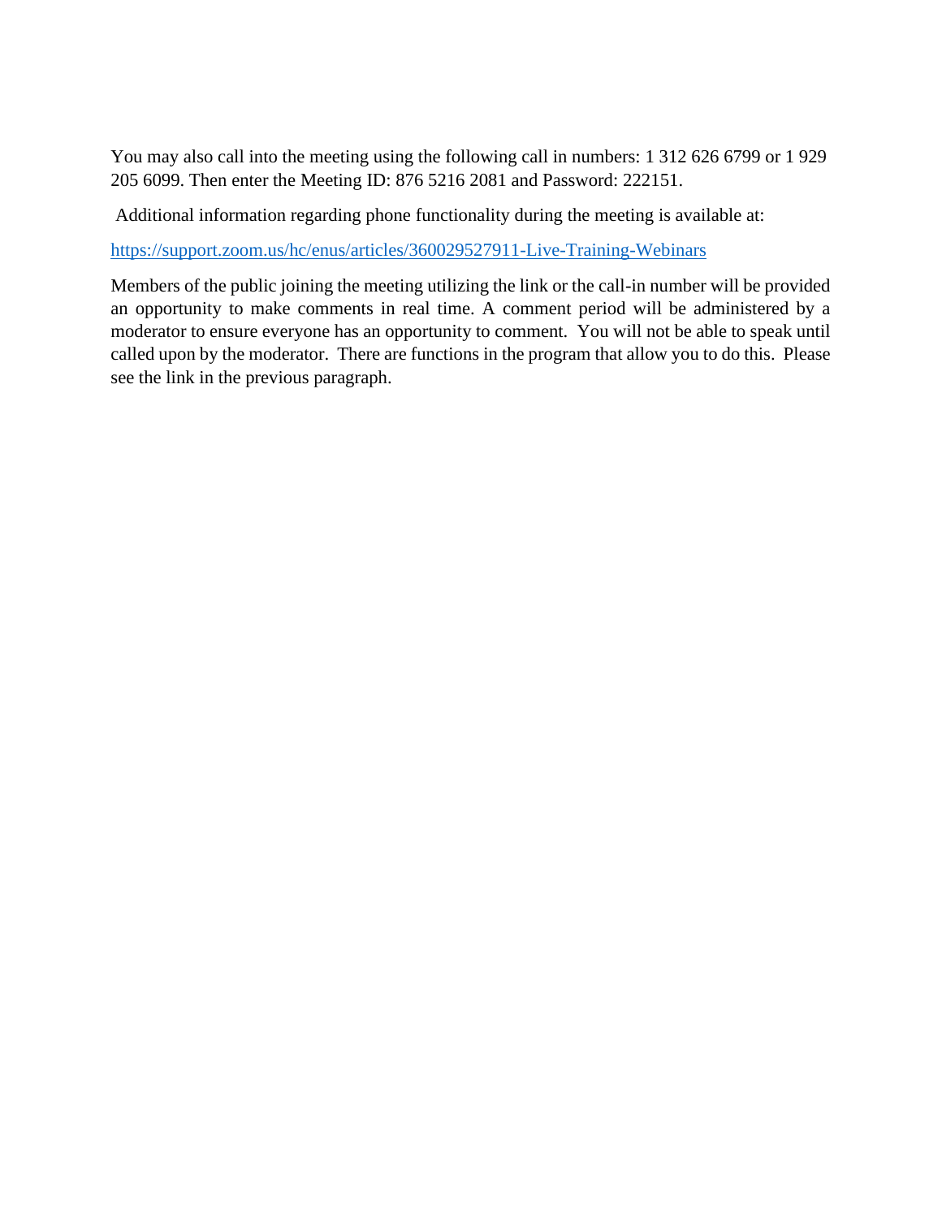You may also call into the meeting using the following call in numbers: 1 312 626 6799 or 1 929 205 6099. Then enter the Meeting ID: 876 5216 2081 and Password: 222151.

Additional information regarding phone functionality during the meeting is available at:

https://support.zoom.us/hc/enus/articles/360029527911-Live-Training-Webinars

Members of the public joining the meeting utilizing the link or the call-in number will be provided an opportunity to make comments in real time. A comment period will be administered by a moderator to ensure everyone has an opportunity to comment. You will not be able to speak until called upon by the moderator. There are functions in the program that allow you to do this. Please see the link in the previous paragraph.